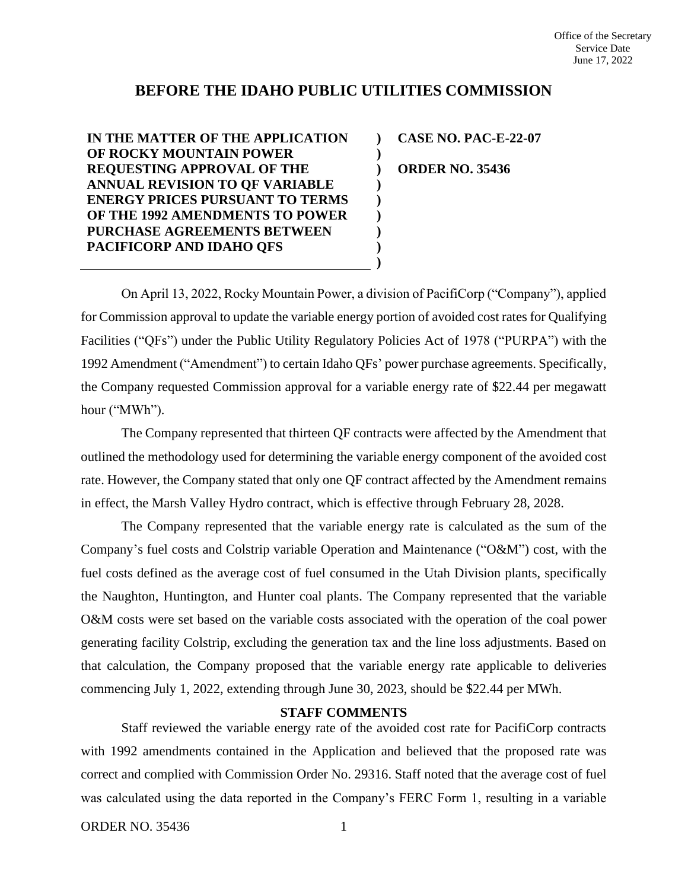Office of the Secretary
Service Date
June 17, 2022

# BEFORE THE IDAHO PUBLIC UTILITIES COMMISSION

**IN THE MATTER OF THE APPLICATION OF ROCKY MOUNTAIN POWER REQUESTING APPROVAL OF THE ANNUAL REVISION TO QF VARIABLE ENERGY PRICES PURSUANT TO TERMS OF THE 1992 AMENDMENTS TO POWER PURCHASE AGREEMENTS BETWEEN PACIFICORP AND IDAHO QFS**

**CASE NO. PAC-E-22-07**

**ORDER NO. 35436**

On April 13, 2022, Rocky Mountain Power, a division of PacifiCorp ("Company"), applied for Commission approval to update the variable energy portion of avoided cost rates for Qualifying Facilities ("QFs") under the Public Utility Regulatory Policies Act of 1978 ("PURPA") with the 1992 Amendment ("Amendment") to certain Idaho QFs' power purchase agreements. Specifically, the Company requested Commission approval for a variable energy rate of $22.44 per megawatt hour ("MWh").

The Company represented that thirteen QF contracts were affected by the Amendment that outlined the methodology used for determining the variable energy component of the avoided cost rate. However, the Company stated that only one QF contract affected by the Amendment remains in effect, the Marsh Valley Hydro contract, which is effective through February 28, 2028.

The Company represented that the variable energy rate is calculated as the sum of the Company's fuel costs and Colstrip variable Operation and Maintenance ("O&M") cost, with the fuel costs defined as the average cost of fuel consumed in the Utah Division plants, specifically the Naughton, Huntington, and Hunter coal plants. The Company represented that the variable O&M costs were set based on the variable costs associated with the operation of the coal power generating facility Colstrip, excluding the generation tax and the line loss adjustments. Based on that calculation, the Company proposed that the variable energy rate applicable to deliveries commencing July 1, 2022, extending through June 30, 2023, should be $22.44 per MWh.

## STAFF COMMENTS

Staff reviewed the variable energy rate of the avoided cost rate for PacifiCorp contracts with 1992 amendments contained in the Application and believed that the proposed rate was correct and complied with Commission Order No. 29316. Staff noted that the average cost of fuel was calculated using the data reported in the Company's FERC Form 1, resulting in a variable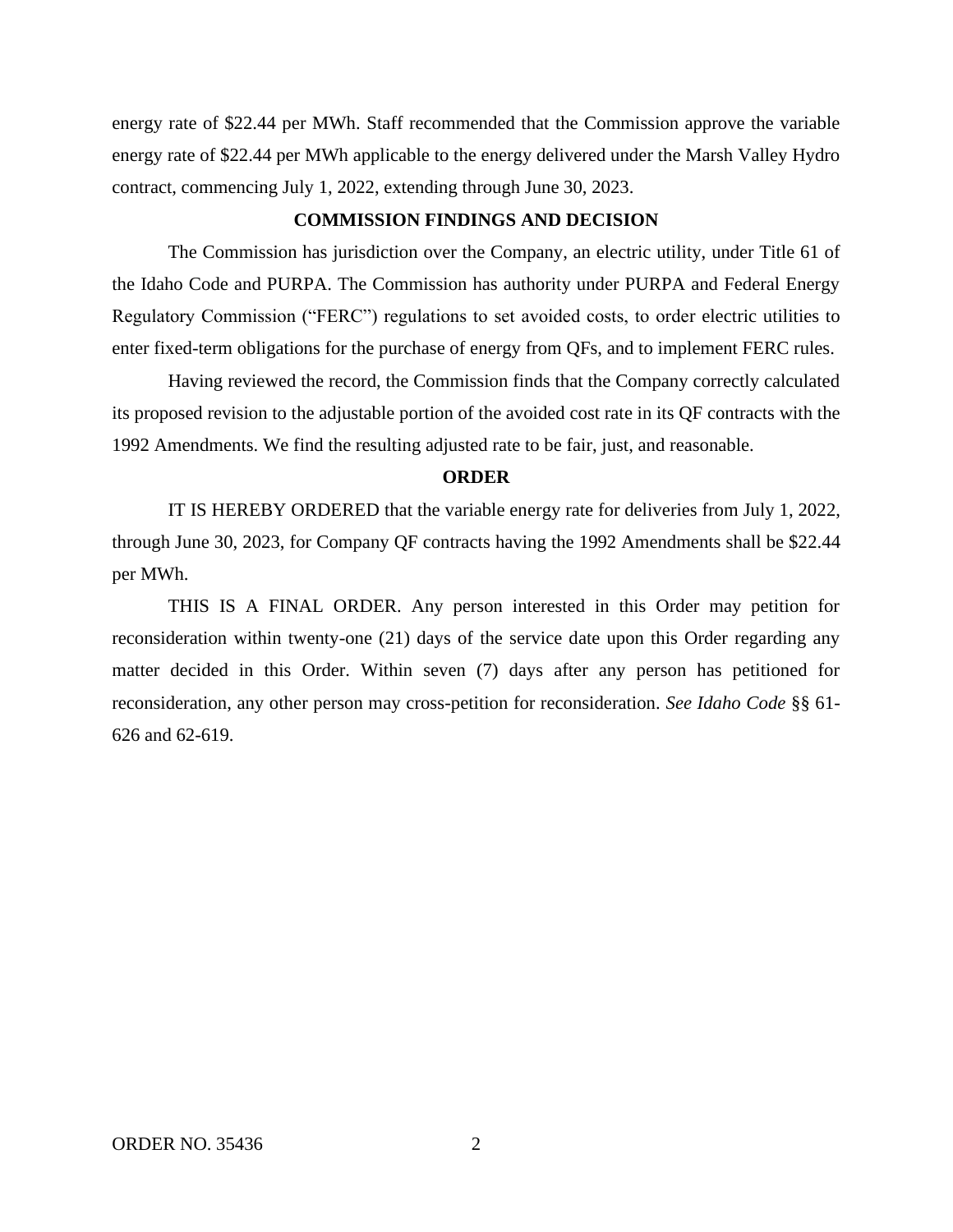energy rate of $22.44 per MWh. Staff recommended that the Commission approve the variable energy rate of $22.44 per MWh applicable to the energy delivered under the Marsh Valley Hydro contract, commencing July 1, 2022, extending through June 30, 2023.

## COMMISSION FINDINGS AND DECISION

The Commission has jurisdiction over the Company, an electric utility, under Title 61 of the Idaho Code and PURPA. The Commission has authority under PURPA and Federal Energy Regulatory Commission ("FERC") regulations to set avoided costs, to order electric utilities to enter fixed-term obligations for the purchase of energy from QFs, and to implement FERC rules.

Having reviewed the record, the Commission finds that the Company correctly calculated its proposed revision to the adjustable portion of the avoided cost rate in its QF contracts with the 1992 Amendments. We find the resulting adjusted rate to be fair, just, and reasonable.

## ORDER

IT IS HEREBY ORDERED that the variable energy rate for deliveries from July 1, 2022, through June 30, 2023, for Company QF contracts having the 1992 Amendments shall be $22.44 per MWh.

THIS IS A FINAL ORDER. Any person interested in this Order may petition for reconsideration within twenty-one (21) days of the service date upon this Order regarding any matter decided in this Order. Within seven (7) days after any person has petitioned for reconsideration, any other person may cross-petition for reconsideration. *See Idaho Code* §§ 61-626 and 62-619.

ORDER NO. 35436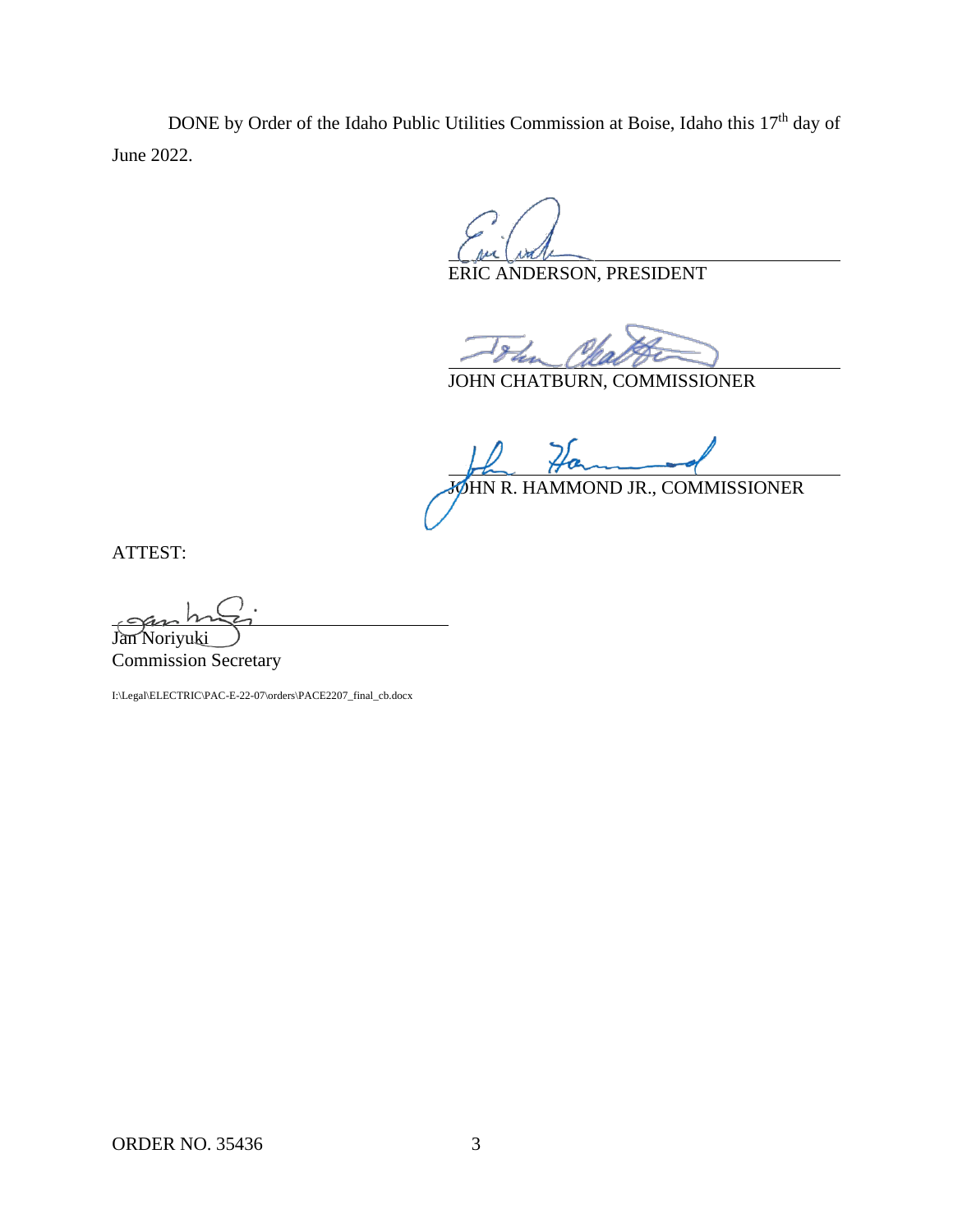DONE by Order of the Idaho Public Utilities Commission at Boise, Idaho this 17th day of June 2022.

ERIC ANDERSON, PRESIDENT

JOHN CHATBURN, COMMISSIONER

JOHN R. HAMMOND JR., COMMISSIONER

ATTEST:

Jan Noriyuki
Commission Secretary

I:\Legal\ELECTRIC\PAC-E-22-07\orders\PACE2207_final_cb.docx

ORDER NO. 35436